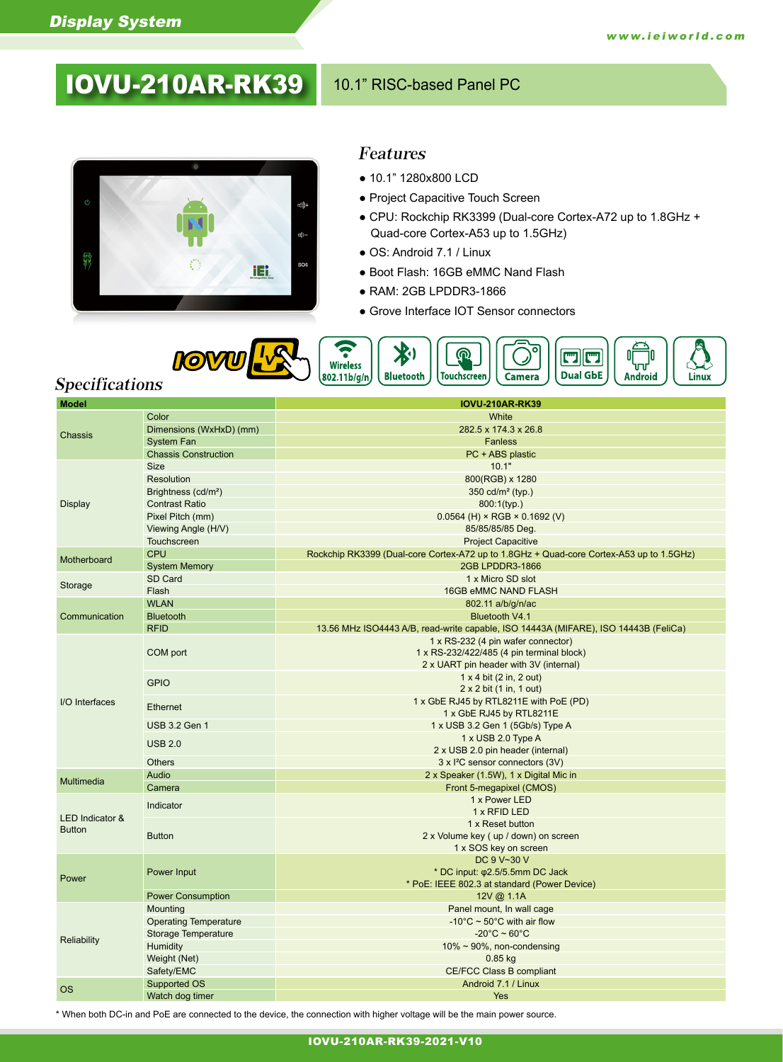# IOVU-210AR-RK39

10.1" RISC-based Panel PC

## Features

- 10.1" 1280x800 LCD
- Project Capacitive Touch Screen
- CPU: Rockchip RK3399 (Dual-core Cortex-A72 up to 1.8GHz + Quad-core Cortex-A53 up to 1.5GHz)
- OS: Android 7.1 / Linux
- Boot Flash: 16GB eMMC Nand Flash
- RAM: 2GB LPDDR3-1866
- Grove Interface IOT Sensor connectors

Wireless 802.11b/g/n | Bluetooth | Touchscreen | Camera | Dual GbE | Android | Linux

## Specifications

| Model | | IOVU-210AR-RK39 |
|---|---|---|
| Chassis | Color | White |
| | Dimensions (WxHxD) (mm) | 282.5 x 174.3 x 26.8 |
| | System Fan | Fanless |
| | Chassis Construction | PC + ABS plastic |
| Display | Size | 10.1" |
| | Resolution | 800(RGB) x 1280 |
| | Brightness (cd/m²) | 350 cd/m² (typ.) |
| | Contrast Ratio | 800:1(typ.) |
| | Pixel Pitch (mm) | 0.0564 (H) × RGB × 0.1692 (V) |
| | Viewing Angle (H/V) | 85/85/85/85 Deg. |
| | Touchscreen | Project Capacitive |
| Motherboard | CPU | Rockchip RK3399 (Dual-core Cortex-A72 up to 1.8GHz + Quad-core Cortex-A53 up to 1.5GHz) |
| | System Memory | 2GB LPDDR3-1866 |
| Storage | SD Card | 1 x Micro SD slot |
| | Flash | 16GB eMMC NAND FLASH |
| Communication | WLAN | 802.11 a/b/g/n/ac |
| | Bluetooth | Bluetooth V4.1 |
| | RFID | 13.56 MHz ISO4443 A/B, read-write capable, ISO 14443A (MIFARE), ISO 14443B (FeliCa) |
| I/O Interfaces | COM port | 1 x RS-232 (4 pin wafer connector)<br>1 x RS-232/422/485 (4 pin terminal block)<br>2 x UART pin header with 3V (internal) |
| | GPIO | 1 x 4 bit (2 in, 2 out)<br>2 x 2 bit (1 in, 1 out) |
| | Ethernet | 1 x GbE RJ45 by RTL8211E with PoE (PD)<br>1 x GbE RJ45 by RTL8211E |
| | USB 3.2 Gen 1 | 1 x USB 3.2 Gen 1 (5Gb/s) Type A |
| | USB 2.0 | 1 x USB 2.0 Type A<br>2 x USB 2.0 pin header (internal) |
| | Others | 3 x I²C sensor connectors (3V) |
| Multimedia | Audio | 2 x Speaker (1.5W), 1 x Digital Mic in |
| | Camera | Front 5-megapixel (CMOS) |
| LED Indicator & Button | Indicator | 1 x Power LED<br>1 x RFID LED |
| | Button | 1 x Reset button<br>2 x Volume key ( up / down) on screen<br>1 x SOS key on screen |
| Power | Power Input | DC 9 V~30 V<br>* DC input: φ2.5/5.5mm DC Jack<br>* PoE: IEEE 802.3 at standard (Power Device) |
| | Power Consumption | 12V @ 1.1A |
| Reliability | Mounting | Panel mount, In wall cage |
| | Operating Temperature | -10°C ~ 50°C with air flow |
| | Storage Temperature | -20°C ~ 60°C |
| | Humidity | 10% ~ 90%, non-condensing |
| | Weight (Net) | 0.85 kg |
| | Safety/EMC | CE/FCC Class B compliant |
| OS | Supported OS | Android 7.1 / Linux |
| | Watch dog timer | Yes |

* When both DC-in and PoE are connected to the device, the connection with higher voltage will be the main power source.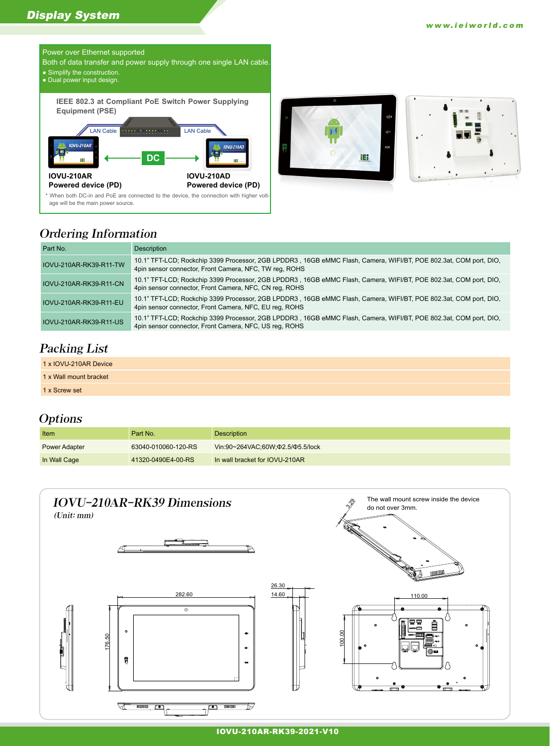## Power over Ethernet supported

Both of data transfer and power supply through one single LAN cable.

- Simplify the construction.
- Dual power input design.

**IEEE 802.3 at Compliant PoE Switch Power Supplying Equipment (PSE)**

LAN Cable | LAN Cable

DC

**IOVU-210AR**
**Powered device (PD)**

**IOVU-210AD**
**Powered device (PD)**

* When both DC-in and PoE are connected to the device, the connection with higher voltage will be the main power source.

## Ordering Information

| Part No. | Description |
|---|---|
| IOVU-210AR-RK39-R11-TW | 10.1" TFT-LCD; Rockchip 3399 Processor, 2GB LPDDR3 , 16GB eMMC Flash, Camera, WIFI/BT, POE 802.3at, COM port, DIO, 4pin sensor connector, Front Camera, NFC, TW reg, ROHS |
| IOVU-210AR-RK39-R11-CN | 10.1" TFT-LCD; Rockchip 3399 Processor, 2GB LPDDR3 , 16GB eMMC Flash, Camera, WIFI/BT, POE 802.3at, COM port, DIO, 4pin sensor connector, Front Camera, NFC, CN reg, ROHS |
| IOVU-210AR-RK39-R11-EU | 10.1" TFT-LCD; Rockchip 3399 Processor, 2GB LPDDR3 , 16GB eMMC Flash, Camera, WIFI/BT, POE 802.3at, COM port, DIO, 4pin sensor connector, Front Camera, NFC, EU reg, ROHS |
| IOVU-210AR-RK39-R11-US | 10.1" TFT-LCD; Rockchip 3399 Processor, 2GB LPDDR3 , 16GB eMMC Flash, Camera, WIFI/BT, POE 802.3at, COM port, DIO, 4pin sensor connector, Front Camera, NFC, US reg, ROHS |

## Packing List

- 1 x IOVU-210AR Device
- 1 x Wall mount bracket
- 1 x Screw set

## Options

| Item | Part No. | Description |
|---|---|---|
| Power Adapter | 63040-010060-120-RS | Vin:90~264VAC;60W;Φ2.5/Φ5.5/lock |
| In Wall Cage | 41320-0490E4-00-RS | In wall bracket for IOVU-210AR |

## IOVU-210AR-RK39 Dimensions

*(Unit: mm)*

The wall mount screw inside the device do not over 3mm.

3.29

282.60

176.50

26.30

14.60

110.00

100.00

IOVU-210AR-RK39-2021-V10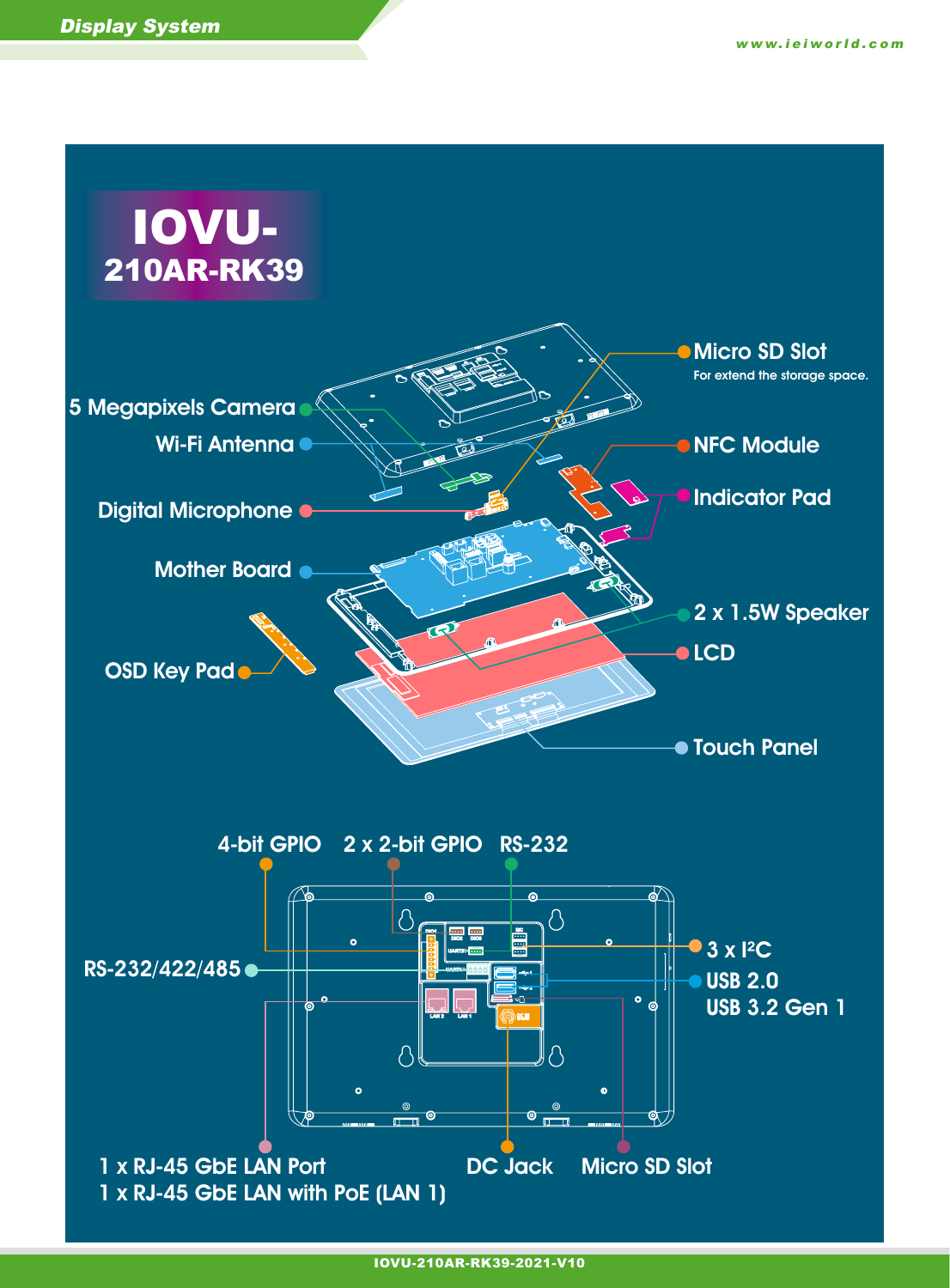# IOVU-210AR-RK39

5 Megapixels Camera

Wi-Fi Antenna

Digital Microphone

Mother Board

OSD Key Pad

Micro SD Slot

For extend the storage space.

NFC Module

Indicator Pad

2 x 1.5W Speaker

LCD

Touch Panel

4-bit GPIO

2 x 2-bit GPIO

RS-232

RS-232/422/485

3 x I²C

USB 2.0

USB 3.2 Gen 1

1 x RJ-45 GbE LAN Port

1 x RJ-45 GbE LAN with PoE (LAN 1)

DC Jack

Micro SD Slot